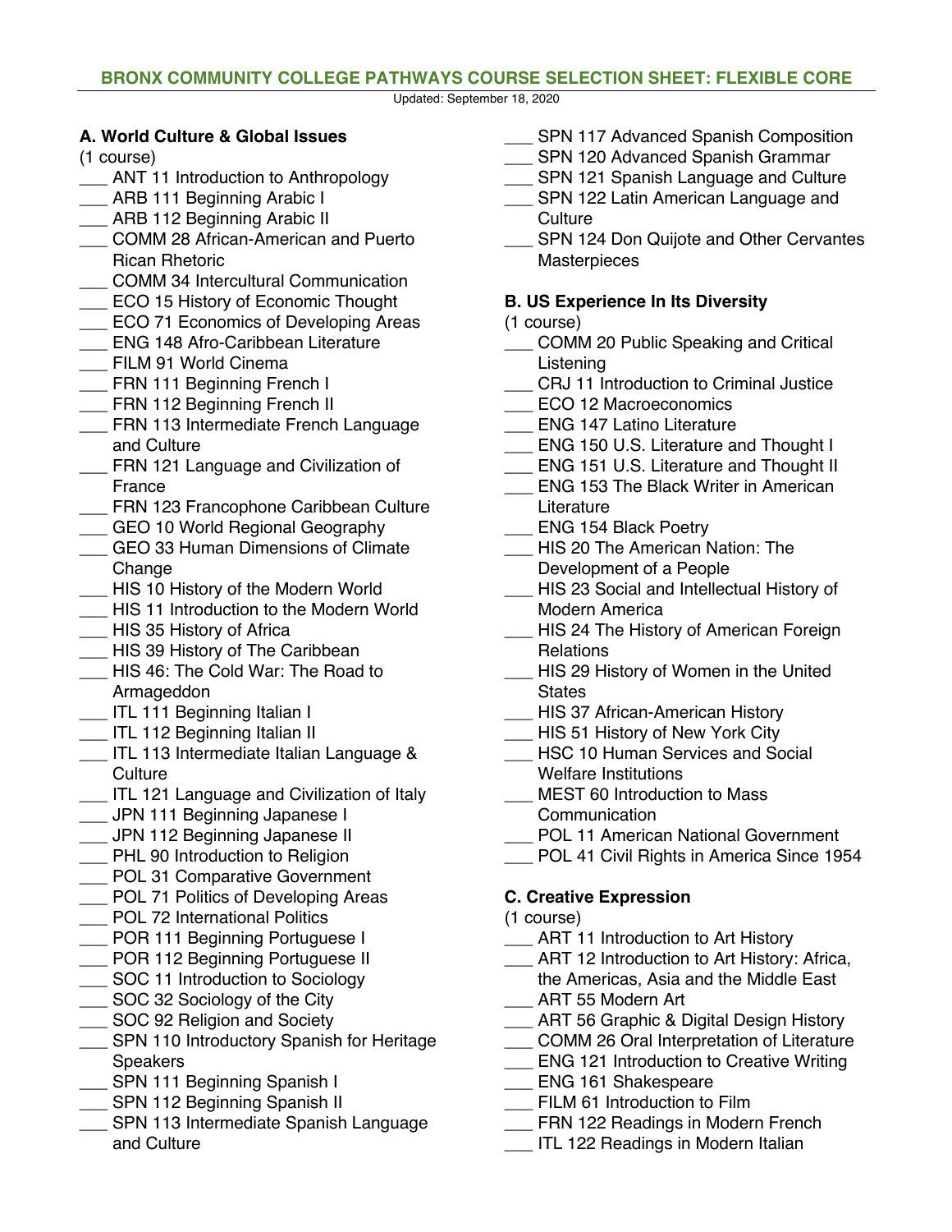# BRONX COMMUNITY COLLEGE PATHWAYS COURSE SELECTION SHEET: FLEXIBLE CORE

Updated: September 18, 2020

### A. World Culture & Global Issues

(1 course)

___ ANT 11 Introduction to Anthropology
___ ARB 111 Beginning Arabic I
___ ARB 112 Beginning Arabic II
___ COMM 28 African-American and Puerto Rican Rhetoric
___ COMM 34 Intercultural Communication
___ ECO 15 History of Economic Thought
___ ECO 71 Economics of Developing Areas
___ ENG 148 Afro-Caribbean Literature
___ FILM 91 World Cinema
___ FRN 111 Beginning French I
___ FRN 112 Beginning French II
___ FRN 113 Intermediate French Language and Culture
___ FRN 121 Language and Civilization of France
___ FRN 123 Francophone Caribbean Culture
___ GEO 10 World Regional Geography
___ GEO 33 Human Dimensions of Climate Change
___ HIS 10 History of the Modern World
___ HIS 11 Introduction to the Modern World
___ HIS 35 History of Africa
___ HIS 39 History of The Caribbean
___ HIS 46: The Cold War: The Road to Armageddon
___ ITL 111 Beginning Italian I
___ ITL 112 Beginning Italian II
___ ITL 113 Intermediate Italian Language & Culture
___ ITL 121 Language and Civilization of Italy
___ JPN 111 Beginning Japanese I
___ JPN 112 Beginning Japanese II
___ PHL 90 Introduction to Religion
___ POL 31 Comparative Government
___ POL 71 Politics of Developing Areas
___ POL 72 International Politics
___ POR 111 Beginning Portuguese I
___ POR 112 Beginning Portuguese II
___ SOC 11 Introduction to Sociology
___ SOC 32 Sociology of the City
___ SOC 92 Religion and Society
___ SPN 110 Introductory Spanish for Heritage Speakers
___ SPN 111 Beginning Spanish I
___ SPN 112 Beginning Spanish II
___ SPN 113 Intermediate Spanish Language and Culture
___ SPN 117 Advanced Spanish Composition
___ SPN 120 Advanced Spanish Grammar
___ SPN 121 Spanish Language and Culture
___ SPN 122 Latin American Language and Culture
___ SPN 124 Don Quijote and Other Cervantes Masterpieces

### B. US Experience In Its Diversity

(1 course)

___ COMM 20 Public Speaking and Critical Listening
___ CRJ 11 Introduction to Criminal Justice
___ ECO 12 Macroeconomics
___ ENG 147 Latino Literature
___ ENG 150 U.S. Literature and Thought I
___ ENG 151 U.S. Literature and Thought II
___ ENG 153 The Black Writer in American Literature
___ ENG 154 Black Poetry
___ HIS 20 The American Nation: The Development of a People
___ HIS 23 Social and Intellectual History of Modern America
___ HIS 24 The History of American Foreign Relations
___ HIS 29 History of Women in the United States
___ HIS 37 African-American History
___ HIS 51 History of New York City
___ HSC 10 Human Services and Social Welfare Institutions
___ MEST 60 Introduction to Mass Communication
___ POL 11 American National Government
___ POL 41 Civil Rights in America Since 1954

### C. Creative Expression

(1 course)

___ ART 11 Introduction to Art History
___ ART 12 Introduction to Art History: Africa, the Americas, Asia and the Middle East
___ ART 55 Modern Art
___ ART 56 Graphic & Digital Design History
___ COMM 26 Oral Interpretation of Literature
___ ENG 121 Introduction to Creative Writing
___ ENG 161 Shakespeare
___ FILM 61 Introduction to Film
___ FRN 122 Readings in Modern French
___ ITL 122 Readings in Modern Italian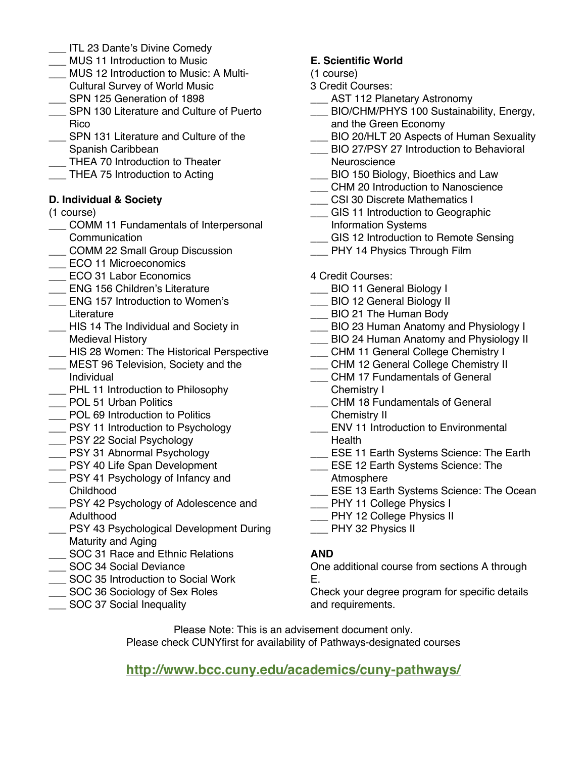- ___ ITL 23 Dante's Divine Comedy
- ___ MUS 11 Introduction to Music
- ___ MUS 12 Introduction to Music: A Multi-Cultural Survey of World Music
- ___ SPN 125 Generation of 1898
- ___ SPN 130 Literature and Culture of Puerto Rico
- ___ SPN 131 Literature and Culture of the Spanish Caribbean
- ___ THEA 70 Introduction to Theater
- ___ THEA 75 Introduction to Acting

**D. Individual & Society**

(1 course)

- ___ COMM 11 Fundamentals of Interpersonal Communication
- ___ COMM 22 Small Group Discussion
- ___ ECO 11 Microeconomics
- ___ ECO 31 Labor Economics
- ___ ENG 156 Children's Literature
- ___ ENG 157 Introduction to Women's Literature
- ___ HIS 14 The Individual and Society in Medieval History
- ___ HIS 28 Women: The Historical Perspective
- ___ MEST 96 Television, Society and the Individual
- ___ PHL 11 Introduction to Philosophy
- ___ POL 51 Urban Politics
- ___ POL 69 Introduction to Politics
- ___ PSY 11 Introduction to Psychology
- ___ PSY 22 Social Psychology
- ___ PSY 31 Abnormal Psychology
- ___ PSY 40 Life Span Development
- ___ PSY 41 Psychology of Infancy and Childhood
- ___ PSY 42 Psychology of Adolescence and Adulthood
- ___ PSY 43 Psychological Development During Maturity and Aging
- ___ SOC 31 Race and Ethnic Relations
- ___ SOC 34 Social Deviance
- ___ SOC 35 Introduction to Social Work
- ___ SOC 36 Sociology of Sex Roles
- ___ SOC 37 Social Inequality

**E. Scientific World**

(1 course)

3 Credit Courses:

- ___ AST 112 Planetary Astronomy
- ___ BIO/CHM/PHYS 100 Sustainability, Energy, and the Green Economy
- ___ BIO 20/HLT 20 Aspects of Human Sexuality
- ___ BIO 27/PSY 27 Introduction to Behavioral Neuroscience
- ___ BIO 150 Biology, Bioethics and Law
- ___ CHM 20 Introduction to Nanoscience
- ___ CSI 30 Discrete Mathematics I
- ___ GIS 11 Introduction to Geographic Information Systems
- ___ GIS 12 Introduction to Remote Sensing
- ___ PHY 14 Physics Through Film

4 Credit Courses:

- ___ BIO 11 General Biology I
- ___ BIO 12 General Biology II
- ___ BIO 21 The Human Body
- ___ BIO 23 Human Anatomy and Physiology I
- ___ BIO 24 Human Anatomy and Physiology II
- ___ CHM 11 General College Chemistry I
- ___ CHM 12 General College Chemistry II
- ___ CHM 17 Fundamentals of General Chemistry I
- ___ CHM 18 Fundamentals of General Chemistry II
- ___ ENV 11 Introduction to Environmental Health
- ___ ESE 11 Earth Systems Science: The Earth
- ___ ESE 12 Earth Systems Science: The Atmosphere
- ___ ESE 13 Earth Systems Science: The Ocean
- ___ PHY 11 College Physics I
- ___ PHY 12 College Physics II
- ___ PHY 32 Physics II

**AND**

One additional course from sections A through E.

Check your degree program for specific details and requirements.

Please Note: This is an advisement document only.
Please check CUNYfirst for availability of Pathways-designated courses

**http://www.bcc.cuny.edu/academics/cuny-pathways/**